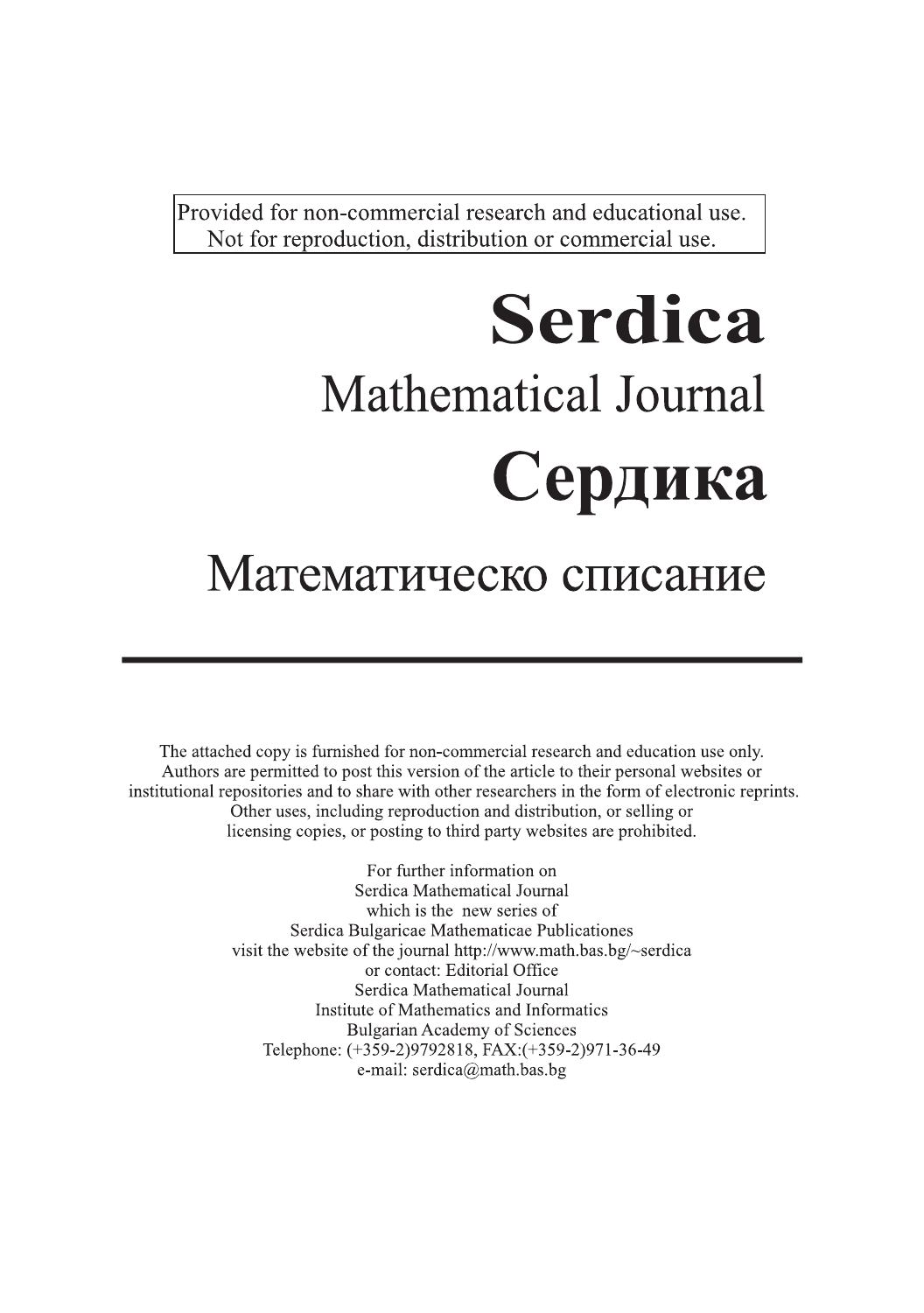Provided for non-commercial research and educational use.
Not for reproduction, distribution or commercial use.

# Serdica

## Mathematical Journal

# Сердика

## Математическо списание

---

The attached copy is furnished for non-commercial research and education use only. Authors are permitted to post this version of the article to their personal websites or institutional repositories and to share with other researchers in the form of electronic reprints. Other uses, including reproduction and distribution, or selling or licensing copies, or posting to third party websites are prohibited.

For further information on
Serdica Mathematical Journal
which is the new series of
Serdica Bulgaricae Mathematicae Publicationes
visit the website of the journal http://www.math.bas.bg/~serdica
or contact: Editorial Office
Serdica Mathematical Journal
Institute of Mathematics and Informatics
Bulgarian Academy of Sciences
Telephone: (+359-2)9792818, FAX:(+359-2)971-36-49
e-mail: serdica@math.bas.bg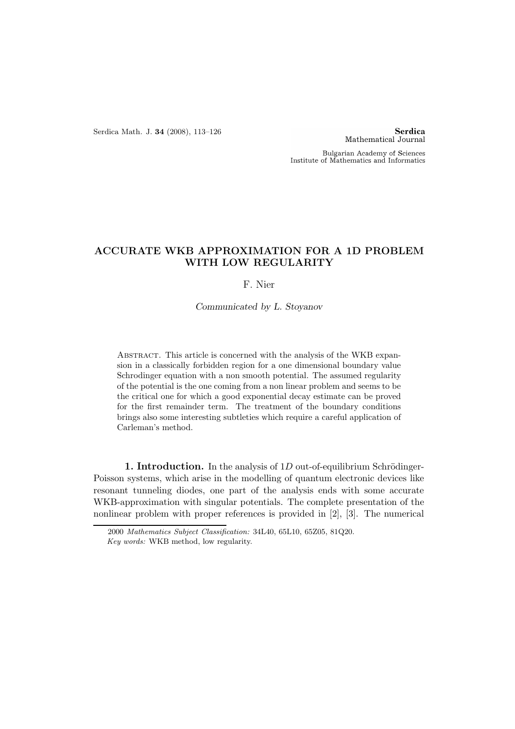# ACCURATE WKB APPROXIMATION FOR A 1D PROBLEM WITH LOW REGULARITY

F. Nier

*Communicated by L. Stoyanov*

Abstract. This article is concerned with the analysis of the WKB expansion in a classically forbidden region for a one dimensional boundary value Schrodinger equation with a non smooth potential. The assumed regularity of the potential is the one coming from a non linear problem and seems to be the critical one for which a good exponential decay estimate can be proved for the first remainder term. The treatment of the boundary conditions brings also some interesting subtleties which require a careful application of Carleman's method.

**1. Introduction.** In the analysis of $1D$ out-of-equilibrium Schrödinger-Poisson systems, which arise in the modelling of quantum electronic devices like resonant tunneling diodes, one part of the analysis ends with some accurate WKB-approximation with singular potentials. The complete presentation of the nonlinear problem with proper references is provided in [2], [3]. The numerical

2000 *Mathematics Subject Classification:* 34L40, 65L10, 65Z05, 81Q20.
*Key words:* WKB method, low regularity.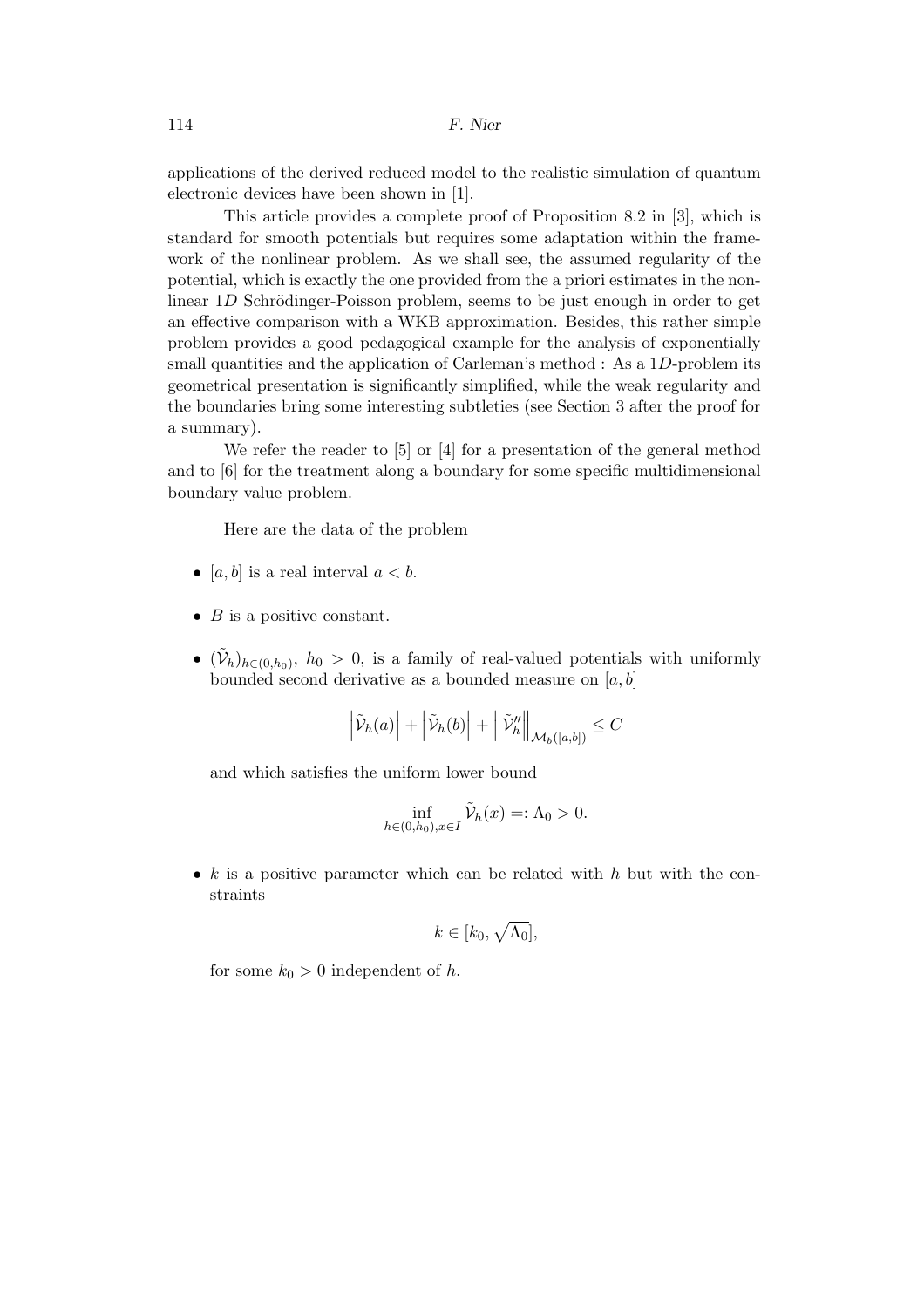applications of the derived reduced model to the realistic simulation of quantum electronic devices have been shown in [1].

This article provides a complete proof of Proposition 8.2 in [3], which is standard for smooth potentials but requires some adaptation within the framework of the nonlinear problem. As we shall see, the assumed regularity of the potential, which is exactly the one provided from the a priori estimates in the nonlinear $1D$ Schrödinger-Poisson problem, seems to be just enough in order to get an effective comparison with a WKB approximation. Besides, this rather simple problem provides a good pedagogical example for the analysis of exponentially small quantities and the application of Carleman's method : As a $1D$-problem its geometrical presentation is significantly simplified, while the weak regularity and the boundaries bring some interesting subtleties (see Section 3 after the proof for a summary).

We refer the reader to [5] or [4] for a presentation of the general method and to [6] for the treatment along a boundary for some specific multidimensional boundary value problem.

Here are the data of the problem

- $[a, b]$ is a real interval $a < b$.
- $B$ is a positive constant.
- $(\tilde{\mathcal{V}}_h)_{h \in (0,h_0)}$, $h_0 > 0$, is a family of real-valued potentials with uniformly bounded second derivative as a bounded measure on $[a, b]$

$$\left|\tilde{\mathcal{V}}_h(a)\right| + \left|\tilde{\mathcal{V}}_h(b)\right| + \left\|\tilde{\mathcal{V}}_h''\right\|_{\mathcal{M}_b([a,b])} \leq C$$

  and which satisfies the uniform lower bound

$$\inf_{h \in (0,h_0), x \in I} \tilde{\mathcal{V}}_h(x) =: \Lambda_0 > 0.$$

- $k$ is a positive parameter which can be related with $h$ but with the constraints

$$k \in [k_0, \sqrt{\Lambda_0}],$$

  for some $k_0 > 0$ independent of $h$.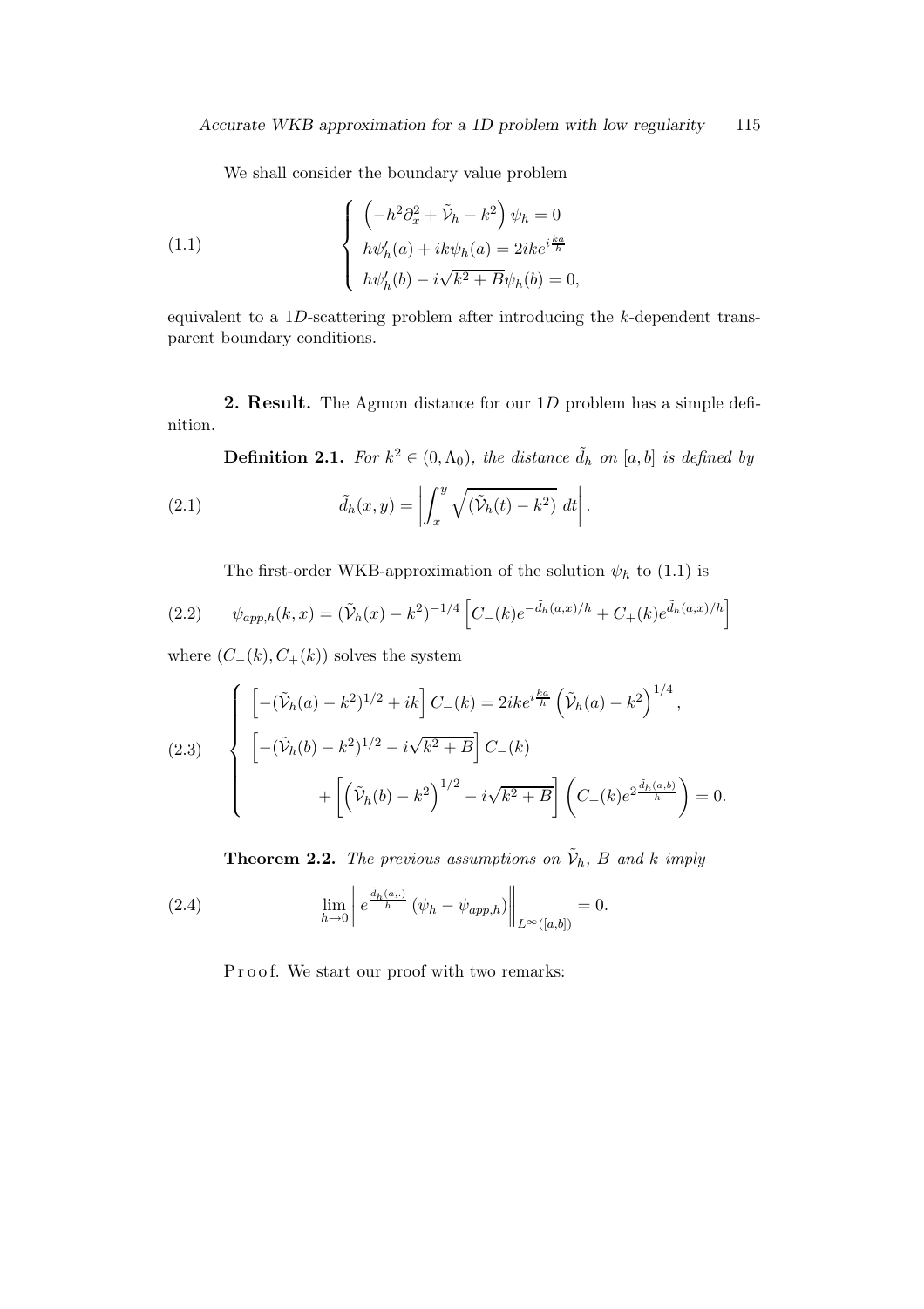We shall consider the boundary value problem

$$
\left\{
\begin{array}{l}
\left(-h^2\partial_x^2 + \tilde{\mathcal{V}}_h - k^2\right)\psi_h = 0 \\
h\psi_h'(a) + ik\psi_h(a) = 2ike^{i\frac{ka}{h}} \\
h\psi_h'(b) - i\sqrt{k^2+B}\,\psi_h(b) = 0,
\end{array}
\right.
\tag{1.1}
$$

equivalent to a $1D$-scattering problem after introducing the $k$-dependent transparent boundary conditions.

**2. Result.** The Agmon distance for our $1D$ problem has a simple definition.

**Definition 2.1.** *For $k^2 \in (0, \Lambda_0)$, the distance $\tilde{d}_h$ on $[a,b]$ is defined by*

$$
\tilde{d}_h(x,y) = \left| \int_x^y \sqrt{(\tilde{\mathcal{V}}_h(t) - k^2)}\; dt \right|.
\tag{2.1}
$$

The first-order WKB-approximation of the solution $\psi_h$ to (1.1) is

$$
\psi_{app,h}(k,x) = (\tilde{\mathcal{V}}_h(x) - k^2)^{-1/4}\left[C_-(k)e^{-\tilde{d}_h(a,x)/h} + C_+(k)e^{\tilde{d}_h(a,x)/h}\right]
\tag{2.2}
$$

where $(C_-(k), C_+(k))$ solves the system

$$
\left\{
\begin{array}{l}
\left[-(\tilde{\mathcal{V}}_h(a)-k^2)^{1/2} + ik\right]C_-(k) = 2ike^{i\frac{ka}{h}}\left(\tilde{\mathcal{V}}_h(a)-k^2\right)^{1/4}, \\
\left[-(\tilde{\mathcal{V}}_h(b)-k^2)^{1/2} - i\sqrt{k^2+B}\right]C_-(k) \\
\qquad\qquad + \left[\left(\tilde{\mathcal{V}}_h(b)-k^2\right)^{1/2} - i\sqrt{k^2+B}\right]\left(C_+(k)e^{2\frac{\tilde{d}_h(a,b)}{h}}\right) = 0.
\end{array}
\right.
\tag{2.3}
$$

**Theorem 2.2.** *The previous assumptions on $\tilde{\mathcal{V}}_h$, $B$ and $k$ imply*

$$
\lim_{h\to 0}\left\| e^{\frac{\tilde{d}_h(a,.)}{h}}\left(\psi_h - \psi_{app,h}\right)\right\|_{L^\infty([a,b])} = 0.
\tag{2.4}
$$

P r o o f. We start our proof with two remarks: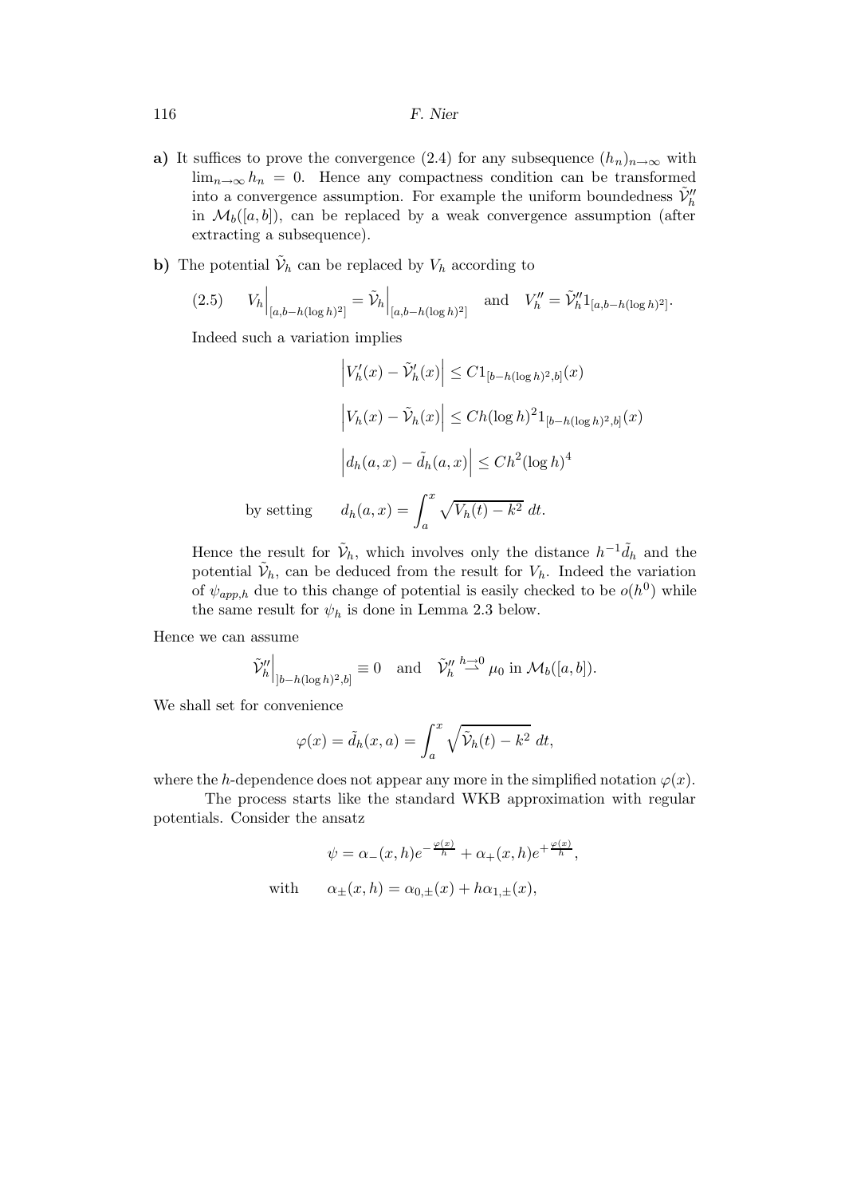**a)** It suffices to prove the convergence (2.4) for any subsequence $(h_n)_{n\to\infty}$ with $\lim_{n\to\infty} h_n = 0$. Hence any compactness condition can be transformed into a convergence assumption. For example the uniform boundedness $\tilde{\mathcal{V}}''_h$ in $\mathcal{M}_b([a,b])$, can be replaced by a weak convergence assumption (after extracting a subsequence).

**b)** The potential $\tilde{\mathcal{V}}_h$ can be replaced by $V_h$ according to

$$
(2.5) \qquad V_h\Big|_{[a,b-h(\log h)^2]} = \tilde{\mathcal{V}}_h\Big|_{[a,b-h(\log h)^2]} \quad \text{and} \quad V''_h = \tilde{\mathcal{V}}''_h 1_{[a,b-h(\log h)^2]}.
$$

Indeed such a variation implies

$$
\left|V'_h(x) - \tilde{\mathcal{V}}'_h(x)\right| \leq C 1_{[b-h(\log h)^2,b]}(x)
$$

$$
\left|V_h(x) - \tilde{\mathcal{V}}_h(x)\right| \leq C h(\log h)^2 1_{[b-h(\log h)^2,b]}(x)
$$

$$
\left|d_h(a,x) - \tilde{d}_h(a,x)\right| \leq C h^2(\log h)^4
$$

by setting $\qquad d_h(a,x) = \displaystyle\int_a^x \sqrt{V_h(t) - k^2}\; dt.$

Hence the result for $\tilde{\mathcal{V}}_h$, which involves only the distance $h^{-1}\tilde{d}_h$ and the potential $\tilde{\mathcal{V}}_h$, can be deduced from the result for $V_h$. Indeed the variation of $\psi_{app,h}$ due to this change of potential is easily checked to be $o(h^0)$ while the same result for $\psi_h$ is done in Lemma 2.3 below.

Hence we can assume

$$
\tilde{\mathcal{V}}''_h\Big|_{]b-h(\log h)^2,b]} \equiv 0 \quad \text{and} \quad \tilde{\mathcal{V}}''_h \overset{h\to 0}{\rightharpoonup} \mu_0 \text{ in } \mathcal{M}_b([a,b]).
$$

We shall set for convenience

$$
\varphi(x) = \tilde{d}_h(x,a) = \int_a^x \sqrt{\tilde{\mathcal{V}}_h(t) - k^2}\; dt,
$$

where the $h$-dependence does not appear any more in the simplified notation $\varphi(x)$.

The process starts like the standard WKB approximation with regular potentials. Consider the ansatz

$$
\psi = \alpha_-(x,h)e^{-\frac{\varphi(x)}{h}} + \alpha_+(x,h)e^{+\frac{\varphi(x)}{h}},
$$

$$
\text{with} \qquad \alpha_\pm(x,h) = \alpha_{0,\pm}(x) + h\alpha_{1,\pm}(x),
$$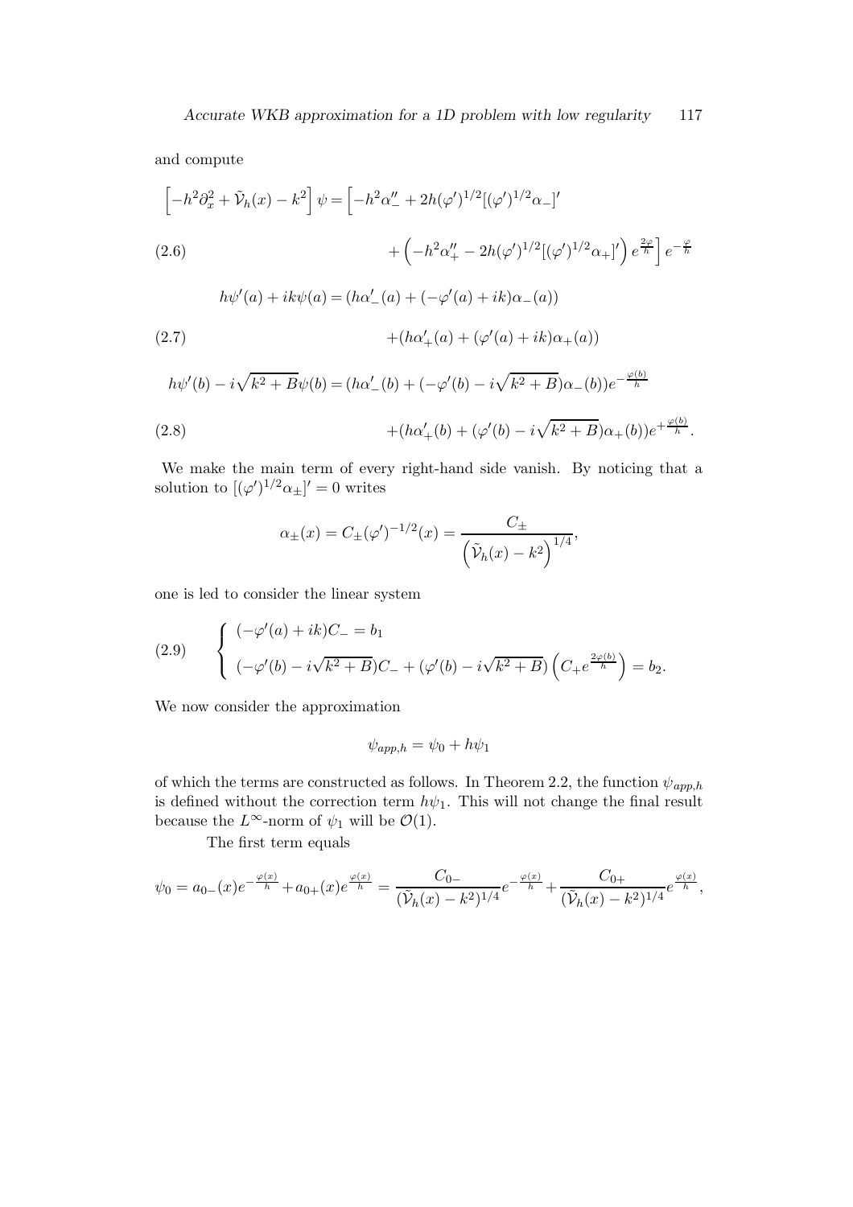and compute

$$
\begin{aligned}
\left[-h^2\partial_x^2 + \tilde{\mathcal{V}}_h(x) - k^2\right]\psi = \Big[&-h^2\alpha_-'' + 2h(\varphi')^{1/2}[(\varphi')^{1/2}\alpha_-]' \\
&+ \left(-h^2\alpha_+'' - 2h(\varphi')^{1/2}[(\varphi')^{1/2}\alpha_+]'\right)e^{\frac{2\varphi}{h}}\Big]e^{-\frac{\varphi}{h}}
\end{aligned}
\tag{2.6}
$$

$$
\begin{aligned}
h\psi'(a) + ik\psi(a) = &(h\alpha_-'(a) + (-\varphi'(a) + ik)\alpha_-(a)) \\
&+(h\alpha_+'(a) + (\varphi'(a) + ik)\alpha_+(a))
\end{aligned}
\tag{2.7}
$$

$$
\begin{aligned}
h\psi'(b) - i\sqrt{k^2+B}\psi(b) = &(h\alpha_-'(b) + (-\varphi'(b) - i\sqrt{k^2+B})\alpha_-(b))e^{-\frac{\varphi(b)}{h}} \\
&+(h\alpha_+'(b) + (\varphi'(b) - i\sqrt{k^2+B})\alpha_+(b))e^{+\frac{\varphi(b)}{h}}.
\end{aligned}
\tag{2.8}
$$

We make the main term of every right-hand side vanish. By noticing that a solution to $[(\varphi')^{1/2}\alpha_\pm]' = 0$ writes

$$
\alpha_\pm(x) = C_\pm(\varphi')^{-1/2}(x) = \frac{C_\pm}{\left(\tilde{\mathcal{V}}_h(x) - k^2\right)^{1/4}},
$$

one is led to consider the linear system

$$
\left\{
\begin{array}{l}
(-\varphi'(a) + ik)C_- = b_1 \\
(-\varphi'(b) - i\sqrt{k^2+B})C_- + (\varphi'(b) - i\sqrt{k^2+B})\left(C_+e^{\frac{2\varphi(b)}{h}}\right) = b_2.
\end{array}
\right.
\tag{2.9}
$$

We now consider the approximation

$$
\psi_{app,h} = \psi_0 + h\psi_1
$$

of which the terms are constructed as follows. In Theorem 2.2, the function $\psi_{app,h}$ is defined without the correction term $h\psi_1$. This will not change the final result because the $L^\infty$-norm of $\psi_1$ will be $\mathcal{O}(1)$.

The first term equals

$$
\psi_0 = a_{0-}(x)e^{-\frac{\varphi(x)}{h}} + a_{0+}(x)e^{\frac{\varphi(x)}{h}} = \frac{C_{0-}}{(\tilde{\mathcal{V}}_h(x) - k^2)^{1/4}}e^{-\frac{\varphi(x)}{h}} + \frac{C_{0+}}{(\tilde{\mathcal{V}}_h(x) - k^2)^{1/4}}e^{\frac{\varphi(x)}{h}},
$$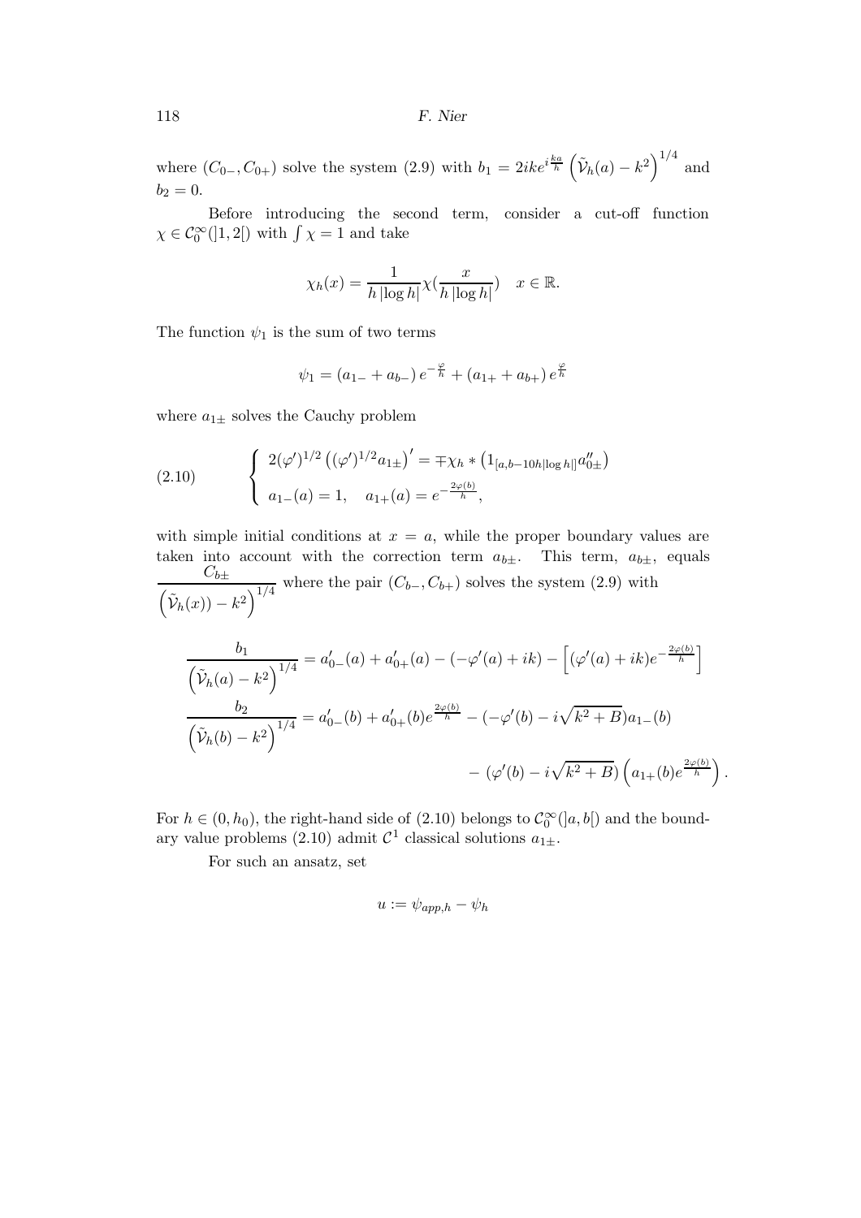where $(C_{0-}, C_{0+})$ solve the system (2.9) with $b_1 = 2ike^{i\frac{ka}{h}}\left(\tilde{\mathcal{V}}_h(a) - k^2\right)^{1/4}$ and $b_2 = 0$.

Before introducing the second term, consider a cut-off function $\chi \in \mathcal{C}_0^\infty(]1,2[)$ with $\int \chi = 1$ and take

$$\chi_h(x) = \frac{1}{h\,|\log h|}\chi(\frac{x}{h\,|\log h|}) \quad x \in \mathbb{R}.$$

The function $\psi_1$ is the sum of two terms

$$\psi_1 = (a_{1-} + a_{b-})\,e^{-\frac{\varphi}{h}} + (a_{1+} + a_{b+})\,e^{\frac{\varphi}{h}}$$

where $a_{1\pm}$ solves the Cauchy problem

$$\left\{ \begin{array}{l} 2(\varphi')^{1/2}\left((\varphi')^{1/2}a_{1\pm}\right)' = \mp\chi_h * \left(1_{[a,b-10h|\log h|]}a_{0\pm}''\right) \\ a_{1-}(a) = 1, \quad a_{1+}(a) = e^{-\frac{2\varphi(b)}{h}}, \end{array}\right. \tag{2.10}$$

with simple initial conditions at $x = a$, while the proper boundary values are taken into account with the correction term $a_{b\pm}$. This term, $a_{b\pm}$, equals $\dfrac{C_{b\pm}}{\left(\tilde{\mathcal{V}}_h(x)) - k^2\right)^{1/4}}$ where the pair $(C_{b-}, C_{b+})$ solves the system (2.9) with

$$\frac{b_1}{\left(\tilde{\mathcal{V}}_h(a) - k^2\right)^{1/4}} = a_{0-}'(a) + a_{0+}'(a) - (-\varphi'(a) + ik) - \left[(\varphi'(a) + ik)e^{-\frac{2\varphi(b)}{h}}\right]$$

$$\frac{b_2}{\left(\tilde{\mathcal{V}}_h(b) - k^2\right)^{1/4}} = a_{0-}'(b) + a_{0+}'(b)e^{\frac{2\varphi(b)}{h}} - (-\varphi'(b) - i\sqrt{k^2+B})a_{1-}(b)$$
$$- (\varphi'(b) - i\sqrt{k^2+B})\left(a_{1+}(b)e^{\frac{2\varphi(b)}{h}}\right).$$

For $h \in (0, h_0)$, the right-hand side of (2.10) belongs to $\mathcal{C}_0^\infty(]a,b[)$ and the boundary value problems (2.10) admit $\mathcal{C}^1$ classical solutions $a_{1\pm}$.

For such an ansatz, set

$$u := \psi_{app,h} - \psi_h$$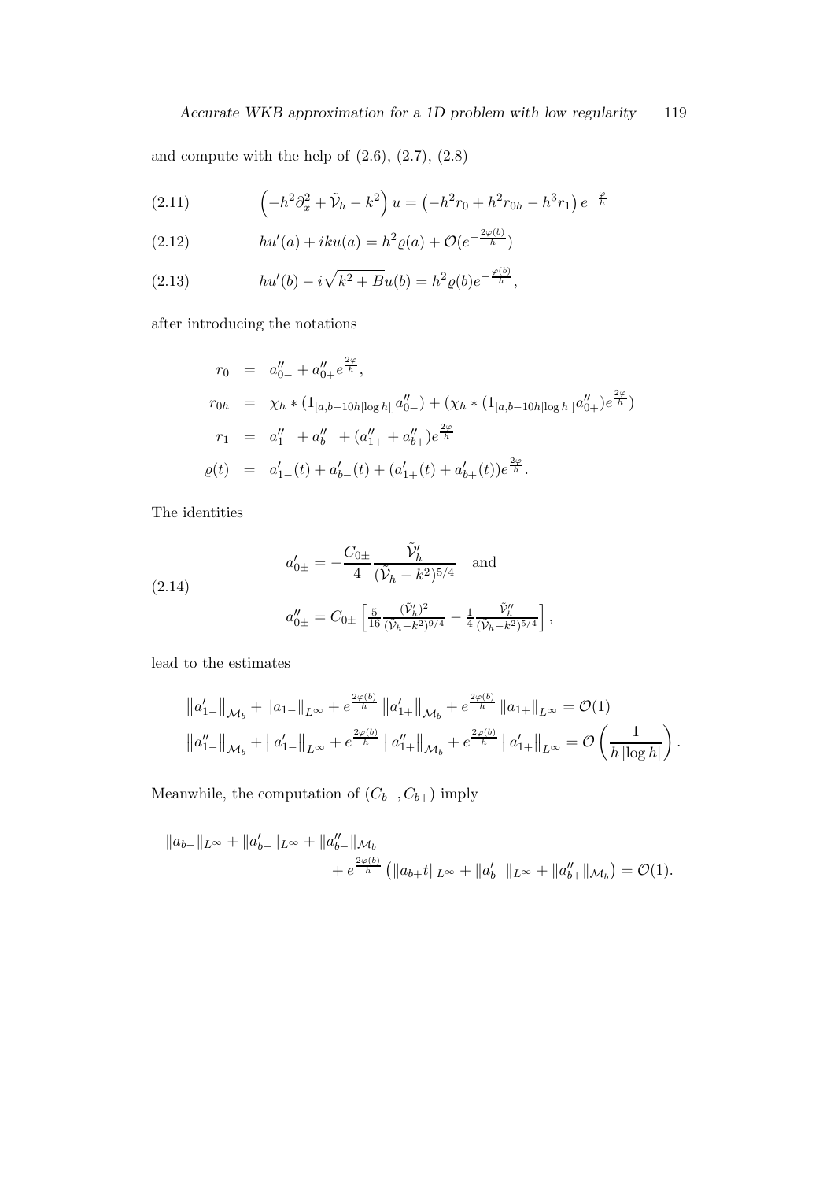and compute with the help of (2.6), (2.7), (2.8)

$$\left(-h^2\partial_x^2 + \tilde{\mathcal{V}}_h - k^2\right) u = \left(-h^2 r_0 + h^2 r_{0h} - h^3 r_1\right) e^{-\frac{\varphi}{h}} \tag{2.11}$$

$$hu'(a) + iku(a) = h^2 \varrho(a) + \mathcal{O}(e^{-\frac{2\varphi(b)}{h}}) \tag{2.12}$$

$$hu'(b) - i\sqrt{k^2+B}u(b) = h^2 \varrho(b) e^{-\frac{\varphi(b)}{h}}, \tag{2.13}$$

after introducing the notations

$$\begin{aligned}
r_0 &= a''_{0-} + a''_{0+} e^{\frac{2\varphi}{h}}, \\
r_{0h} &= \chi_h * (1_{[a,b-10h|\log h|]} a''_{0-}) + (\chi_h * (1_{[a,b-10h|\log h|]} a''_{0+}) e^{\frac{2\varphi}{h}}) \\
r_1 &= a''_{1-} + a''_{b-} + (a''_{1+} + a''_{b+}) e^{\frac{2\varphi}{h}} \\
\varrho(t) &= a'_{1-}(t) + a'_{b-}(t) + (a'_{1+}(t) + a'_{b+}(t)) e^{\frac{2\varphi}{h}}.
\end{aligned}$$

The identities

$$\begin{aligned}
&a'_{0\pm} = -\frac{C_{0\pm}}{4} \frac{\tilde{\mathcal{V}}'_h}{(\tilde{\mathcal{V}}_h - k^2)^{5/4}} \quad \text{and} \\
&a''_{0\pm} = C_{0\pm}\left[\frac{5}{16}\frac{(\tilde{\mathcal{V}}'_h)^2}{(\mathcal{V}_h - k^2)^{9/4}} - \frac{1}{4}\frac{\tilde{\mathcal{V}}''_h}{(\mathcal{V}_h - k^2)^{5/4}}\right],
\end{aligned} \tag{2.14}$$

lead to the estimates

$$\begin{aligned}
&\left\|a'_{1-}\right\|_{\mathcal{M}_b} + \left\|a_{1-}\right\|_{L^\infty} + e^{\frac{2\varphi(b)}{h}} \left\|a'_{1+}\right\|_{\mathcal{M}_b} + e^{\frac{2\varphi(b)}{h}} \left\|a_{1+}\right\|_{L^\infty} = \mathcal{O}(1) \\
&\left\|a''_{1-}\right\|_{\mathcal{M}_b} + \left\|a'_{1-}\right\|_{L^\infty} + e^{\frac{2\varphi(b)}{h}} \left\|a''_{1+}\right\|_{\mathcal{M}_b} + e^{\frac{2\varphi(b)}{h}} \left\|a'_{1+}\right\|_{L^\infty} = \mathcal{O}\left(\frac{1}{h\left|\log h\right|}\right).
\end{aligned}$$

Meanwhile, the computation of $(C_{b-}, C_{b+})$ imply

$$\begin{aligned}
\|a_{b-}\|_{L^\infty} + \|a'_{b-}\|_{L^\infty} + \|a''_{b-}\|_{\mathcal{M}_b} \\
+ e^{\frac{2\varphi(b)}{h}} \left(\|a_{b+}t\|_{L^\infty} + \|a'_{b+}\|_{L^\infty} + \|a''_{b+}\|_{\mathcal{M}_b}\right) = \mathcal{O}(1).
\end{aligned}$$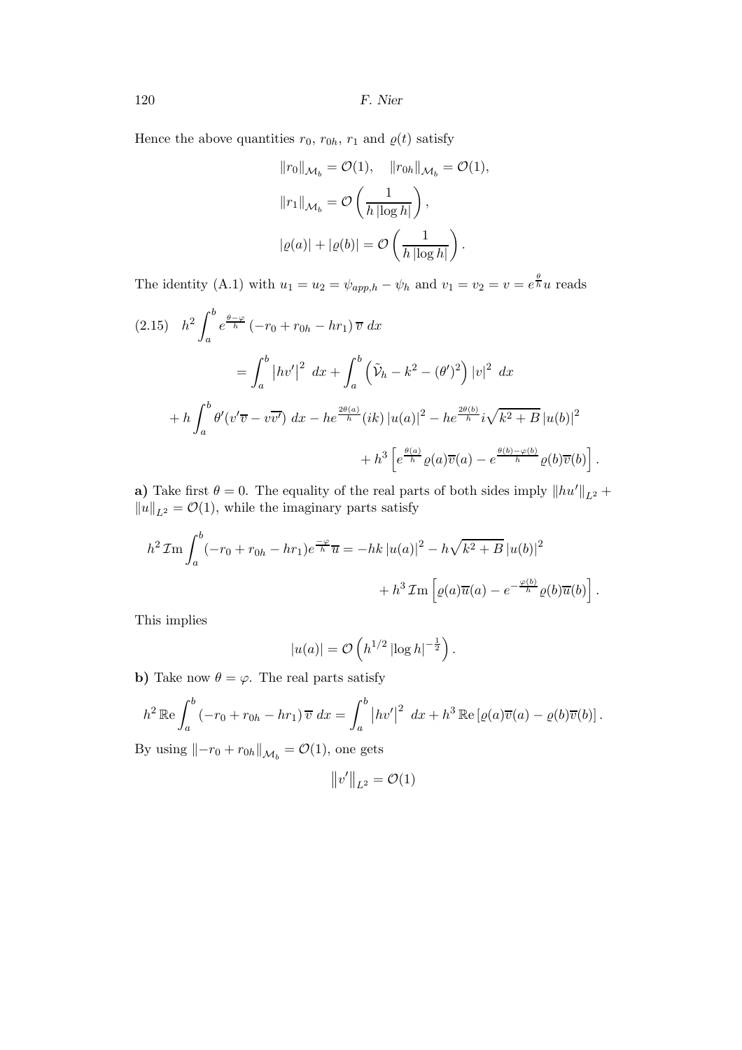Hence the above quantities $r_0$, $r_{0h}$, $r_1$ and $\varrho(t)$ satisfy

$$\|r_0\|_{\mathcal{M}_b} = \mathcal{O}(1), \quad \|r_{0h}\|_{\mathcal{M}_b} = \mathcal{O}(1),$$
$$\|r_1\|_{\mathcal{M}_b} = \mathcal{O}\left(\frac{1}{h\,|\log h|}\right),$$
$$|\varrho(a)| + |\varrho(b)| = \mathcal{O}\left(\frac{1}{h\,|\log h|}\right).$$

The identity (A.1) with $u_1 = u_2 = \psi_{app,h} - \psi_h$ and $v_1 = v_2 = v = e^{\frac{\theta}{h}} u$ reads

$$(2.15) \quad h^2 \int_a^b e^{\frac{\theta-\varphi}{h}} \left(-r_0 + r_{0h} - hr_1\right) \overline{v}\, dx$$
$$= \int_a^b \left|hv'\right|^2\, dx + \int_a^b \left(\tilde{\mathcal{V}}_h - k^2 - (\theta')^2\right) |v|^2\, dx$$
$$+ h \int_a^b \theta'(v'\overline{v} - v\overline{v'})\, dx - he^{\frac{2\theta(a)}{h}}(ik)\,|u(a)|^2 - he^{\frac{2\theta(b)}{h}} i\sqrt{k^2+B}\,|u(b)|^2$$
$$+ h^3 \left[e^{\frac{\theta(a)}{h}} \varrho(a)\overline{v}(a) - e^{\frac{\theta(b)-\varphi(b)}{h}} \varrho(b)\overline{v}(b)\right].$$

**a)** Take first $\theta = 0$. The equality of the real parts of both sides imply $\|hu'\|_{L^2} + \|u\|_{L^2} = \mathcal{O}(1)$, while the imaginary parts satisfy

$$h^2\, \mathcal{I}\mathrm{m} \int_a^b (-r_0 + r_{0h} - hr_1) e^{\frac{-\varphi}{h}} \overline{u} = -hk\,|u(a)|^2 - h\sqrt{k^2+B}\,|u(b)|^2$$
$$+ h^3\, \mathcal{I}\mathrm{m}\left[\varrho(a)\overline{u}(a) - e^{-\frac{\varphi(b)}{h}} \varrho(b)\overline{u}(b)\right].$$

This implies

$$|u(a)| = \mathcal{O}\left(h^{1/2}\,|\log h|^{-\frac{1}{2}}\right).$$

**b)** Take now $\theta = \varphi$. The real parts satisfy

$$h^2\, \mathbb{R}\mathrm{e} \int_a^b \left(-r_0 + r_{0h} - hr_1\right) \overline{v}\, dx = \int_a^b \left|hv'\right|^2\, dx + h^3\, \mathbb{R}\mathrm{e}\left[\varrho(a)\overline{v}(a) - \varrho(b)\overline{v}(b)\right].$$

By using $\|-r_0 + r_{0h}\|_{\mathcal{M}_b} = \mathcal{O}(1)$, one gets

$$\left\|v'\right\|_{L^2} = \mathcal{O}(1)$$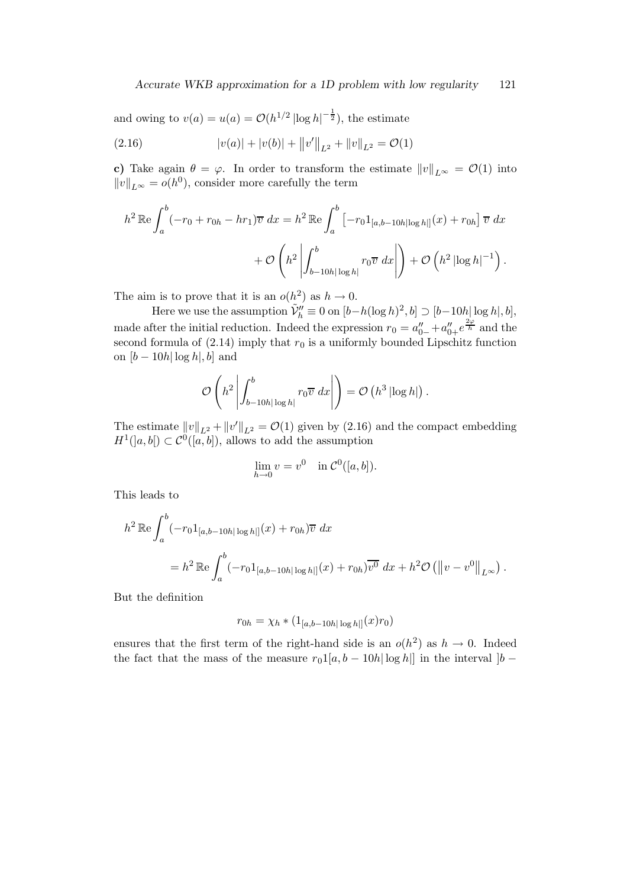and owing to $v(a) = u(a) = \mathcal{O}(h^{1/2} |\log h|^{-\frac{1}{2}})$, the estimate

$$|v(a)| + |v(b)| + \left\|v'\right\|_{L^2} + \|v\|_{L^2} = \mathcal{O}(1) \tag{2.16}$$

**c)** Take again $\theta = \varphi$. In order to transform the estimate $\|v\|_{L^\infty} = \mathcal{O}(1)$ into $\|v\|_{L^\infty} = o(h^0)$, consider more carefully the term

$$h^2 \,\mathbb{R}\mathrm{e} \int_a^b (-r_0 + r_{0h} - hr_1)\overline{v}\, dx = h^2 \,\mathbb{R}\mathrm{e} \int_a^b \left[-r_0 1_{[a,b-10h|\log h|]}(x) + r_{0h}\right] \overline{v}\, dx$$

$$+ \mathcal{O}\left(h^2 \left|\int_{b-10h|\log h|}^b r_0 \overline{v}\, dx\right|\right) + \mathcal{O}\left(h^2 \left|\log h\right|^{-1}\right).$$

The aim is to prove that it is an $o(h^2)$ as $h \to 0$.

Here we use the assumption $\tilde{\mathcal{V}}_h'' \equiv 0$ on $[b - h(\log h)^2, b] \supset [b - 10h|\log h|, b]$, made after the initial reduction. Indeed the expression $r_0 = a_{0-}'' + a_{0+}'' e^{\frac{2\varphi}{h}}$ and the second formula of (2.14) imply that $r_0$ is a uniformly bounded Lipschitz function on $[b - 10h|\log h|, b]$ and

$$\mathcal{O}\left(h^2 \left|\int_{b-10h|\log h|}^b r_0 \overline{v}\, dx\right|\right) = \mathcal{O}\left(h^3 \left|\log h\right|\right).$$

The estimate $\|v\|_{L^2} + \|v'\|_{L^2} = \mathcal{O}(1)$ given by (2.16) and the compact embedding $H^1(]a,b[) \subset \mathcal{C}^0([a,b])$, allows to add the assumption

$$\lim_{h \to 0} v = v^0 \quad \text{in } \mathcal{C}^0([a,b]).$$

This leads to

$$h^2 \,\mathbb{R}\mathrm{e} \int_a^b (-r_0 1_{[a,b-10h|\log h|]}(x) + r_{0h})\overline{v}\, dx$$

$$= h^2 \,\mathbb{R}\mathrm{e} \int_a^b (-r_0 1_{[a,b-10h|\log h|]}(x) + r_{0h})\overline{v^0}\, dx + h^2 \mathcal{O}\left(\left\|v - v^0\right\|_{L^\infty}\right).$$

But the definition

$$r_{0h} = \chi_h * (1_{[a,b-10h|\log h|]}(x) r_0)$$

ensures that the first term of the right-hand side is an $o(h^2)$ as $h \to 0$. Indeed the fact that the mass of the measure $r_0 1[a, b - 10h|\log h|]$ in the interval $]b -$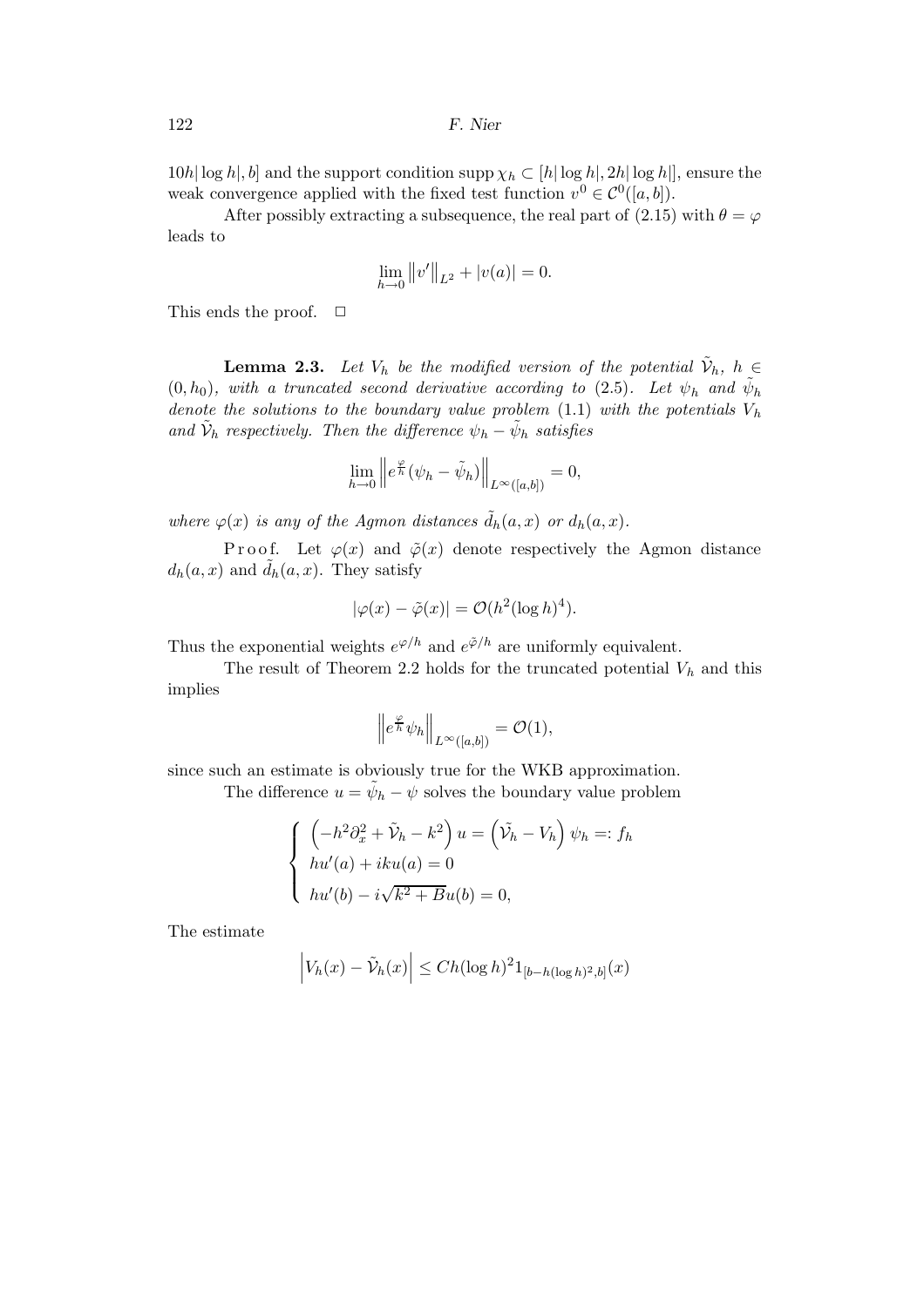$10h|\log h|, b]$ and the support condition $\operatorname{supp} \chi_h \subset [h|\log h|, 2h|\log h|]$, ensure the weak convergence applied with the fixed test function $v^0 \in \mathcal{C}^0([a,b])$.

After possibly extracting a subsequence, the real part of (2.15) with $\theta = \varphi$ leads to

$$\lim_{h\to 0} \left\|v'\right\|_{L^2} + |v(a)| = 0.$$

This ends the proof. $\square$

**Lemma 2.3.** *Let $V_h$ be the modified version of the potential $\tilde{\mathcal{V}}_h$, $h \in (0, h_0)$, with a truncated second derivative according to (2.5). Let $\psi_h$ and $\tilde{\psi}_h$ denote the solutions to the boundary value problem (1.1) with the potentials $V_h$ and $\tilde{\mathcal{V}}_h$ respectively. Then the difference $\psi_h - \tilde{\psi}_h$ satisfies*

$$\lim_{h\to 0} \left\| e^{\frac{\varphi}{h}} (\psi_h - \tilde{\psi}_h) \right\|_{L^\infty([a,b])} = 0,$$

*where $\varphi(x)$ is any of the Agmon distances $\tilde{d}_h(a,x)$ or $d_h(a,x)$.*

Proof. Let $\varphi(x)$ and $\tilde{\varphi}(x)$ denote respectively the Agmon distance $d_h(a,x)$ and $\tilde{d}_h(a,x)$. They satisfy

$$|\varphi(x) - \tilde{\varphi}(x)| = \mathcal{O}(h^2 (\log h)^4).$$

Thus the exponential weights $e^{\varphi/h}$ and $e^{\tilde{\varphi}/h}$ are uniformly equivalent.

The result of Theorem 2.2 holds for the truncated potential $V_h$ and this implies

$$\left\| e^{\frac{\varphi}{h}} \psi_h \right\|_{L^\infty([a,b])} = \mathcal{O}(1),$$

since such an estimate is obviously true for the WKB approximation.

The difference $u = \tilde{\psi}_h - \psi$ solves the boundary value problem

$$\begin{cases} \left(-h^2 \partial_x^2 + \tilde{\mathcal{V}}_h - k^2\right) u = \left(\tilde{\mathcal{V}}_h - V_h\right) \psi_h =: f_h \\ hu'(a) + iku(a) = 0 \\ hu'(b) - i\sqrt{k^2 + B}\, u(b) = 0, \end{cases}$$

The estimate

$$\left| V_h(x) - \tilde{\mathcal{V}}_h(x) \right| \leq C h (\log h)^2 1_{[b - h(\log h)^2, b]}(x)$$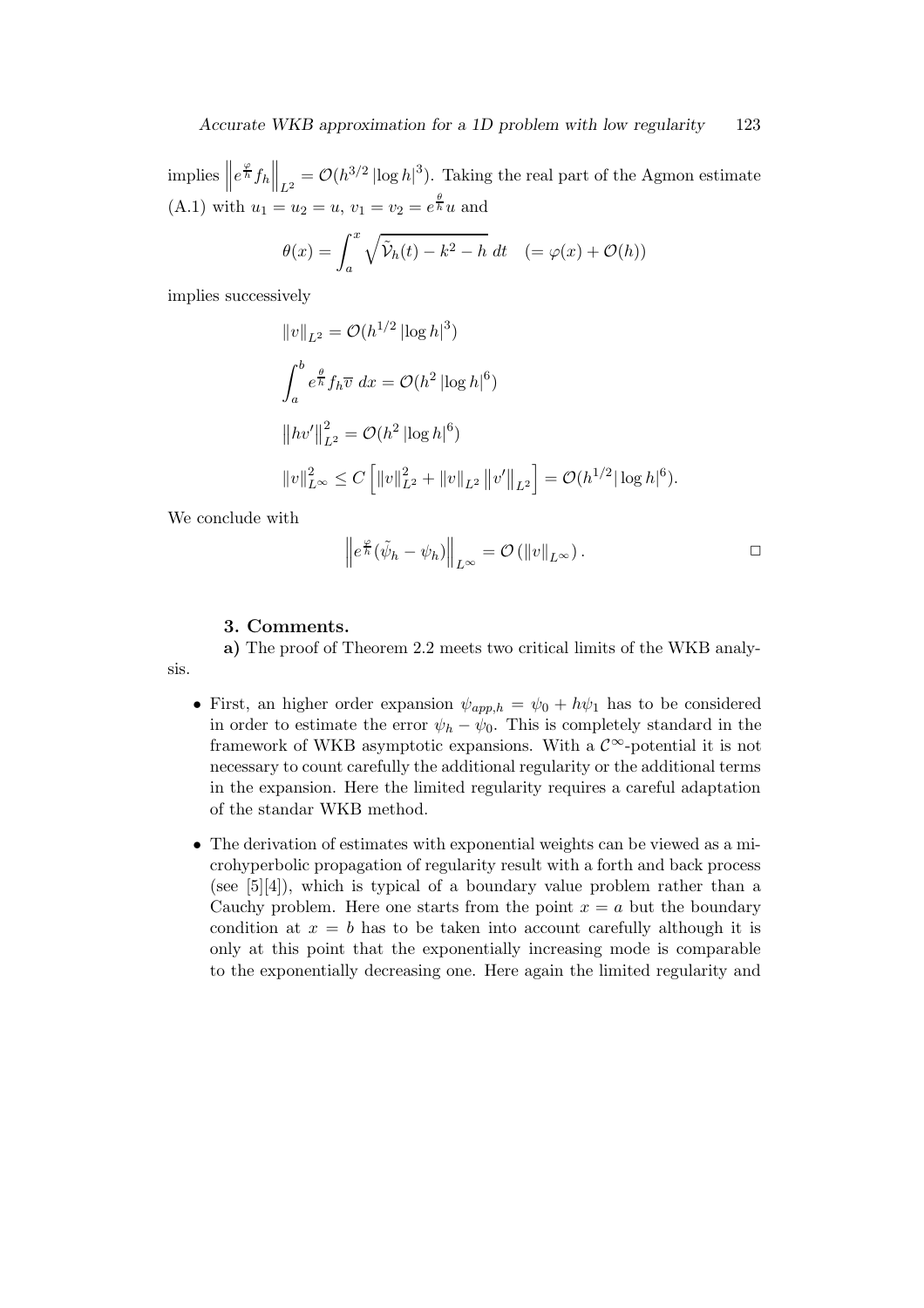implies $\left\|e^{\frac{\varphi}{h}} f_h\right\|_{L^2} = \mathcal{O}(h^{3/2} |\log h|^3)$. Taking the real part of the Agmon estimate (A.1) with $u_1 = u_2 = u$, $v_1 = v_2 = e^{\frac{\theta}{h}} u$ and

$$\theta(x) = \int_a^x \sqrt{\tilde{\mathcal{V}}_h(t) - k^2 - h}\ dt \quad (= \varphi(x) + \mathcal{O}(h))$$

implies successively

$$\|v\|_{L^2} = \mathcal{O}(h^{1/2} |\log h|^3)$$

$$\int_a^b e^{\frac{\theta}{h}} f_h \overline{v}\ dx = \mathcal{O}(h^2 |\log h|^6)$$

$$\left\|hv'\right\|_{L^2}^2 = \mathcal{O}(h^2 |\log h|^6)$$

$$\|v\|_{L^\infty}^2 \leq C\left[\|v\|_{L^2}^2 + \|v\|_{L^2}\left\|v'\right\|_{L^2}\right] = \mathcal{O}(h^{1/2} |\log h|^6).$$

We conclude with

$$\left\|e^{\frac{\varphi}{h}}(\tilde{\psi}_h - \psi_h)\right\|_{L^\infty} = \mathcal{O}\left(\|v\|_{L^\infty}\right). \qquad \square$$

### 3. Comments.

**a)** The proof of Theorem 2.2 meets two critical limits of the WKB analysis.

- First, an higher order expansion $\psi_{app,h} = \psi_0 + h\psi_1$ has to be considered in order to estimate the error $\psi_h - \psi_0$. This is completely standard in the framework of WKB asymptotic expansions. With a $\mathcal{C}^\infty$-potential it is not necessary to count carefully the additional regularity or the additional terms in the expansion. Here the limited regularity requires a careful adaptation of the standar WKB method.
- The derivation of estimates with exponential weights can be viewed as a microhyperbolic propagation of regularity result with a forth and back process (see [5][4]), which is typical of a boundary value problem rather than a Cauchy problem. Here one starts from the point $x = a$ but the boundary condition at $x = b$ has to be taken into account carefully although it is only at this point that the exponentially increasing mode is comparable to the exponentially decreasing one. Here again the limited regularity and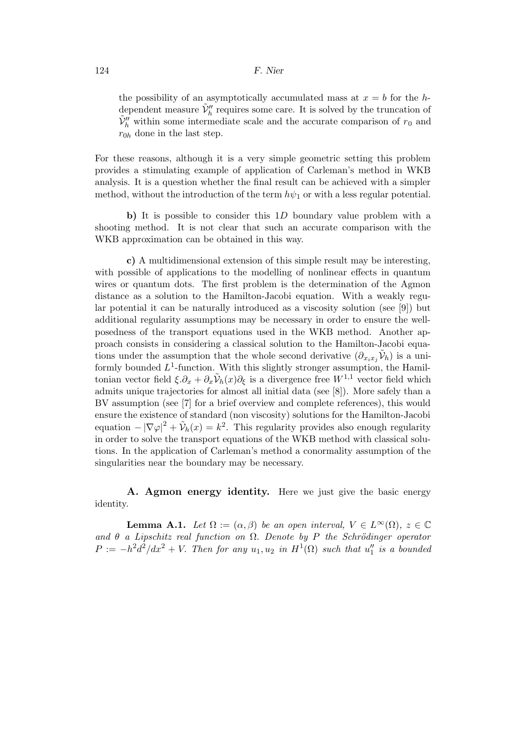the possibility of an asymptotically accumulated mass at $x = b$ for the $h$-dependent measure $\tilde{\mathcal{V}}_h''$ requires some care. It is solved by the truncation of $\tilde{\mathcal{V}}_h''$ within some intermediate scale and the accurate comparison of $r_0$ and $r_{0h}$ done in the last step.

For these reasons, although it is a very simple geometric setting this problem provides a stimulating example of application of Carleman's method in WKB analysis. It is a question whether the final result can be achieved with a simpler method, without the introduction of the term $h\psi_1$ or with a less regular potential.

**b)** It is possible to consider this $1D$ boundary value problem with a shooting method. It is not clear that such an accurate comparison with the WKB approximation can be obtained in this way.

**c)** A multidimensional extension of this simple result may be interesting, with possible of applications to the modelling of nonlinear effects in quantum wires or quantum dots. The first problem is the determination of the Agmon distance as a solution to the Hamilton-Jacobi equation. With a weakly regular potential it can be naturally introduced as a viscosity solution (see [9]) but additional regularity assumptions may be necessary in order to ensure the well-posedness of the transport equations used in the WKB method. Another approach consists in considering a classical solution to the Hamilton-Jacobi equations under the assumption that the whole second derivative $(\partial_{x_i x_j}\tilde{\mathcal{V}}_h)$ is a uniformly bounded $L^1$-function. With this slightly stronger assumption, the Hamiltonian vector field $\xi.\partial_x + \partial_x\tilde{\mathcal{V}}_h(x)\partial_\xi$ is a divergence free $W^{1,1}$ vector field which admits unique trajectories for almost all initial data (see [8]). More safely than a BV assumption (see [7] for a brief overview and complete references), this would ensure the existence of standard (non viscosity) solutions for the Hamilton-Jacobi equation $-|\nabla\varphi|^2 + \tilde{\mathcal{V}}_h(x) = k^2$. This regularity provides also enough regularity in order to solve the transport equations of the WKB method with classical solutions. In the application of Carleman's method a conormality assumption of the singularities near the boundary may be necessary.

**A. Agmon energy identity.** Here we just give the basic energy identity.

**Lemma A.1.** *Let $\Omega := (\alpha, \beta)$ be an open interval, $V \in L^\infty(\Omega)$, $z \in \mathbb{C}$ and $\theta$ a Lipschitz real function on $\Omega$. Denote by $P$ the Schrödinger operator $P := -h^2 d^2/dx^2 + V$. Then for any $u_1, u_2$ in $H^1(\Omega)$ such that $u_1''$ is a bounded*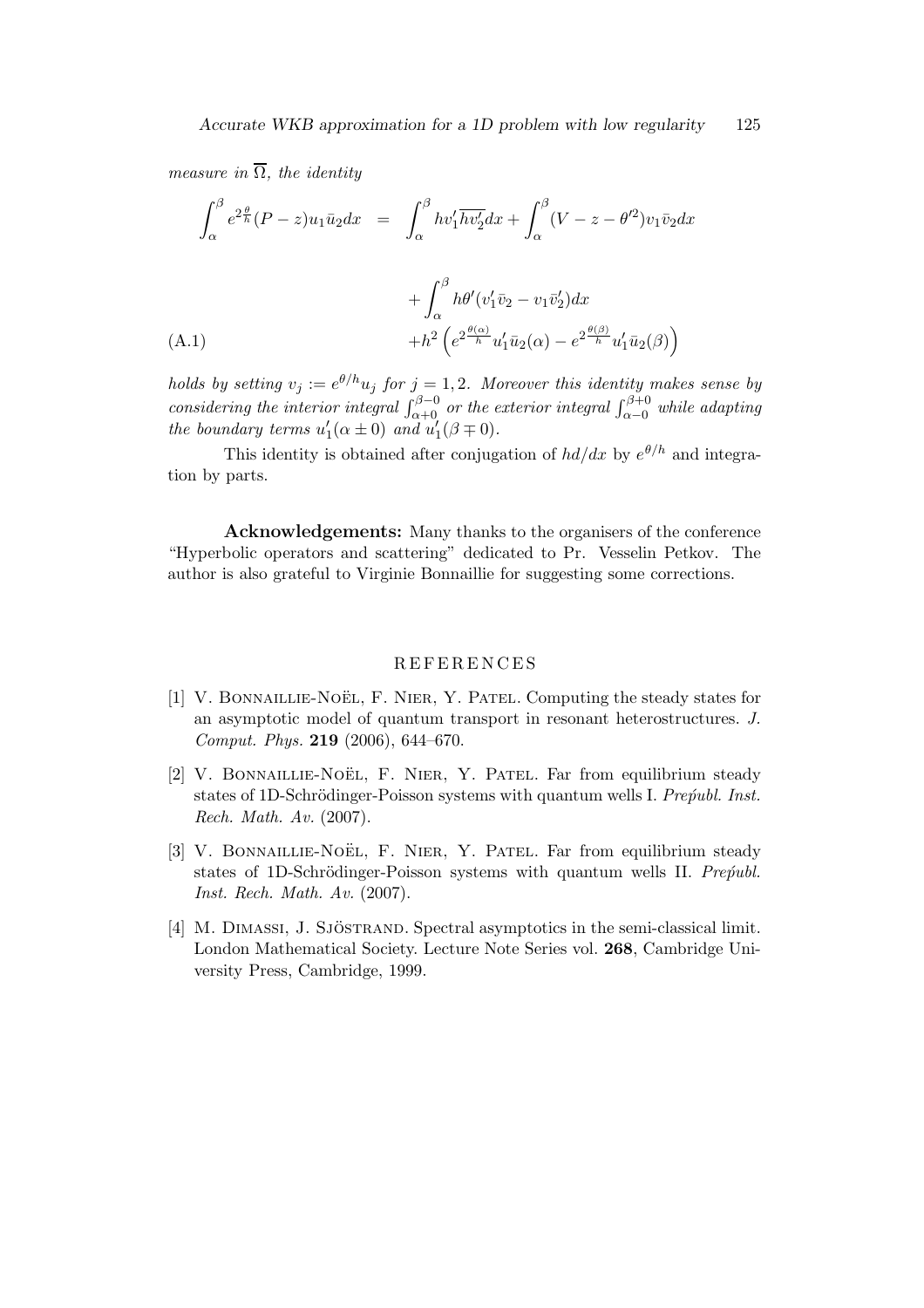*measure in* $\overline{\Omega}$, *the identity*

$$
\begin{aligned}
\int_\alpha^\beta e^{2\frac{\theta}{h}}(P-z)u_1\bar{u}_2dx &= \int_\alpha^\beta hv_1'\overline{hv_2'}dx + \int_\alpha^\beta (V-z-\theta'^2)v_1\bar{v}_2dx \\
&\quad + \int_\alpha^\beta h\theta'(v_1'\bar{v}_2 - v_1\bar{v}_2')dx \\
&\quad + h^2\left(e^{2\frac{\theta(\alpha)}{h}}u_1'\bar{u}_2(\alpha) - e^{2\frac{\theta(\beta)}{h}}u_1'\bar{u}_2(\beta)\right)
\end{aligned}
\tag{A.1}
$$

*holds by setting* $v_j := e^{\theta/h}u_j$ *for* $j = 1, 2$. *Moreover this identity makes sense by considering the interior integral* $\int_{\alpha+0}^{\beta-0}$ *or the exterior integral* $\int_{\alpha-0}^{\beta+0}$ *while adapting the boundary terms* $u_1'(\alpha \pm 0)$ *and* $u_1'(\beta \mp 0)$.

This identity is obtained after conjugation of $hd/dx$ by $e^{\theta/h}$ and integration by parts.

**Acknowledgements:** Many thanks to the organisers of the conference "Hyperbolic operators and scattering" dedicated to Pr. Vesselin Petkov. The author is also grateful to Virginie Bonnaillie for suggesting some corrections.

## REFERENCES

[1] V. Bonnaillie-Noël, F. Nier, Y. Patel. Computing the steady states for an asymptotic model of quantum transport in resonant heterostructures. *J. Comput. Phys.* **219** (2006), 644–670.

[2] V. Bonnaillie-Noël, F. Nier, Y. Patel. Far from equilibrium steady states of 1D-Schrödinger-Poisson systems with quantum wells I. *Prepubl. Inst. Rech. Math. Av.* (2007).

[3] V. Bonnaillie-Noël, F. Nier, Y. Patel. Far from equilibrium steady states of 1D-Schrödinger-Poisson systems with quantum wells II. *Prepubl. Inst. Rech. Math. Av.* (2007).

[4] M. Dimassi, J. Sjöstrand. Spectral asymptotics in the semi-classical limit. London Mathematical Society. Lecture Note Series vol. **268**, Cambridge University Press, Cambridge, 1999.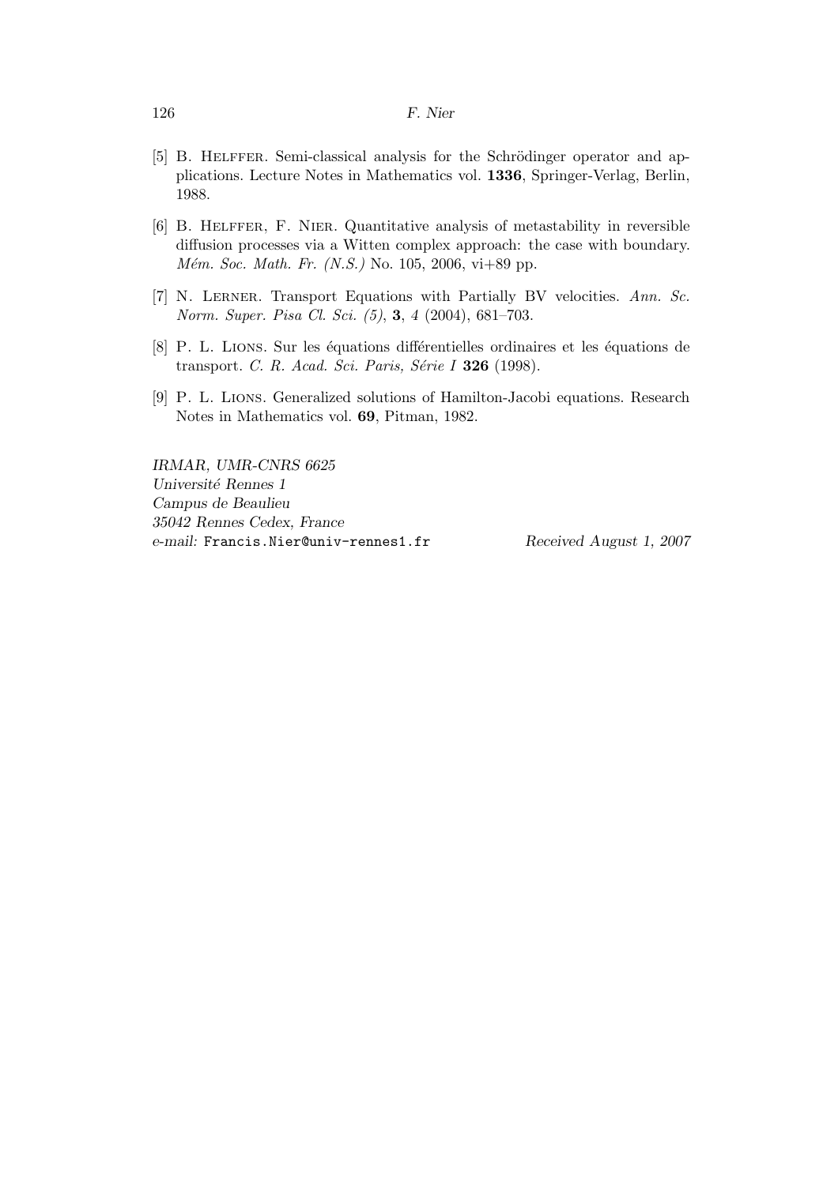[5] B. Helffer. Semi-classical analysis for the Schrödinger operator and applications. Lecture Notes in Mathematics vol. **1336**, Springer-Verlag, Berlin, 1988.

[6] B. Helffer, F. Nier. Quantitative analysis of metastability in reversible diffusion processes via a Witten complex approach: the case with boundary. *Mém. Soc. Math. Fr. (N.S.)* No. 105, 2006, vi+89 pp.

[7] N. Lerner. Transport Equations with Partially BV velocities. *Ann. Sc. Norm. Super. Pisa Cl. Sci. (5)*, **3**, *4* (2004), 681–703.

[8] P. L. Lions. Sur les équations différentielles ordinaires et les équations de transport. *C. R. Acad. Sci. Paris, Série I* **326** (1998).

[9] P. L. Lions. Generalized solutions of Hamilton-Jacobi equations. Research Notes in Mathematics vol. **69**, Pitman, 1982.

*IRMAR, UMR-CNRS 6625*
*Université Rennes 1*
*Campus de Beaulieu*
*35042 Rennes Cedex, France*
*e-mail:* `Francis.Nier@univ-rennes1.fr`

*Received August 1, 2007*